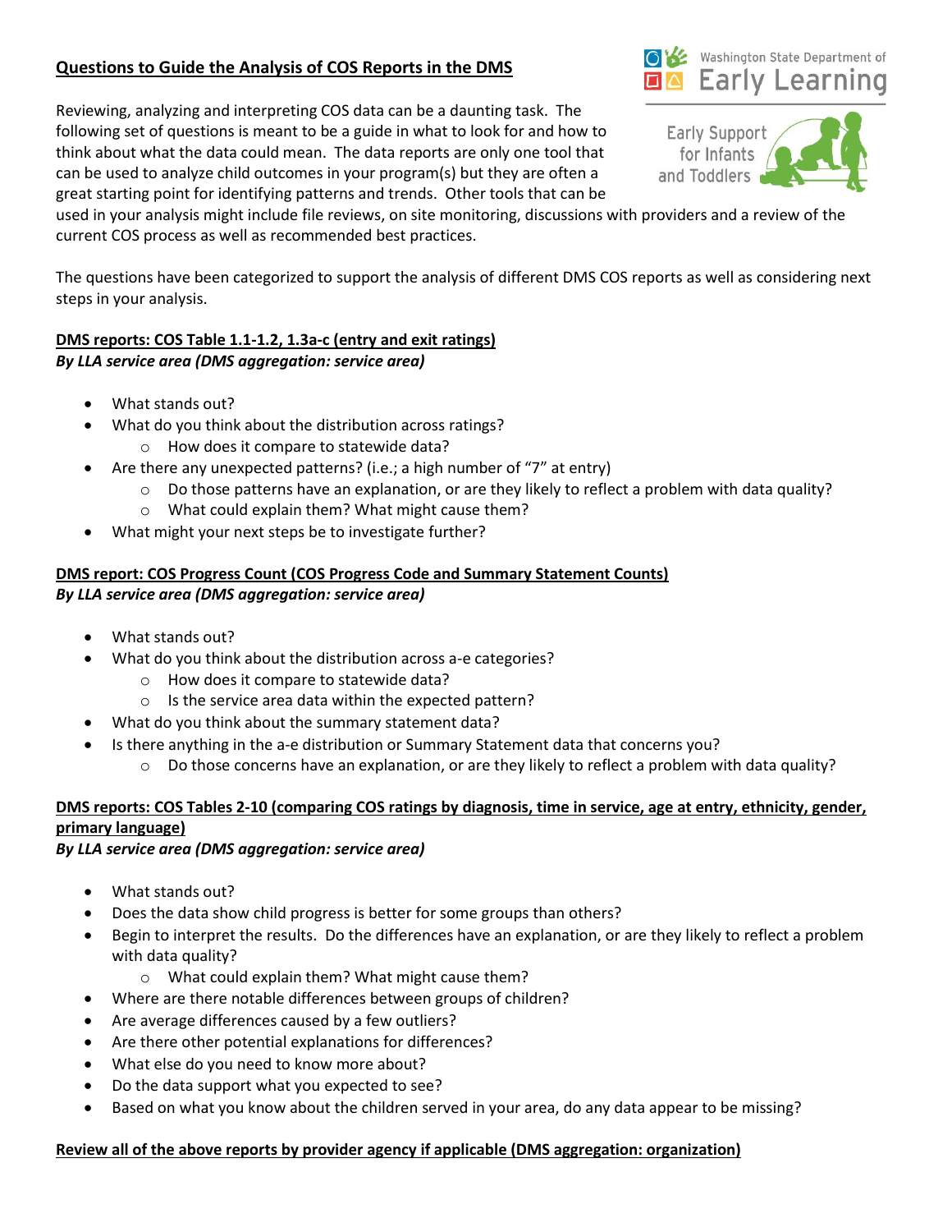# Questions to Guide the Analysis of COS Reports in the DMS

Reviewing, analyzing and interpreting COS data can be a daunting task. The following set of questions is meant to be a guide in what to look for and how to think about what the data could mean. The data reports are only one tool that can be used to analyze child outcomes in your program(s) but they are often a great starting point for identifying patterns and trends. Other tools that can be used in your analysis might include file reviews, on site monitoring, discussions with providers and a review of the current COS process as well as recommended best practices.

The questions have been categorized to support the analysis of different DMS COS reports as well as considering next steps in your analysis.

## DMS reports: COS Table 1.1-1.2, 1.3a-c (entry and exit ratings)

***By LLA service area (DMS aggregation: service area)***

- What stands out?
- What do you think about the distribution across ratings?
  - How does it compare to statewide data?
- Are there any unexpected patterns? (i.e.; a high number of "7" at entry)
  - Do those patterns have an explanation, or are they likely to reflect a problem with data quality?
  - What could explain them? What might cause them?
- What might your next steps be to investigate further?

## DMS report: COS Progress Count (COS Progress Code and Summary Statement Counts)

***By LLA service area (DMS aggregation: service area)***

- What stands out?
- What do you think about the distribution across a-e categories?
  - How does it compare to statewide data?
  - Is the service area data within the expected pattern?
- What do you think about the summary statement data?
- Is there anything in the a-e distribution or Summary Statement data that concerns you?
  - Do those concerns have an explanation, or are they likely to reflect a problem with data quality?

## DMS reports: COS Tables 2-10 (comparing COS ratings by diagnosis, time in service, age at entry, ethnicity, gender, primary language)

***By LLA service area (DMS aggregation: service area)***

- What stands out?
- Does the data show child progress is better for some groups than others?
- Begin to interpret the results. Do the differences have an explanation, or are they likely to reflect a problem with data quality?
  - What could explain them? What might cause them?
- Where are there notable differences between groups of children?
- Are average differences caused by a few outliers?
- Are there other potential explanations for differences?
- What else do you need to know more about?
- Do the data support what you expected to see?
- Based on what you know about the children served in your area, do any data appear to be missing?

## Review all of the above reports by provider agency if applicable (DMS aggregation: organization)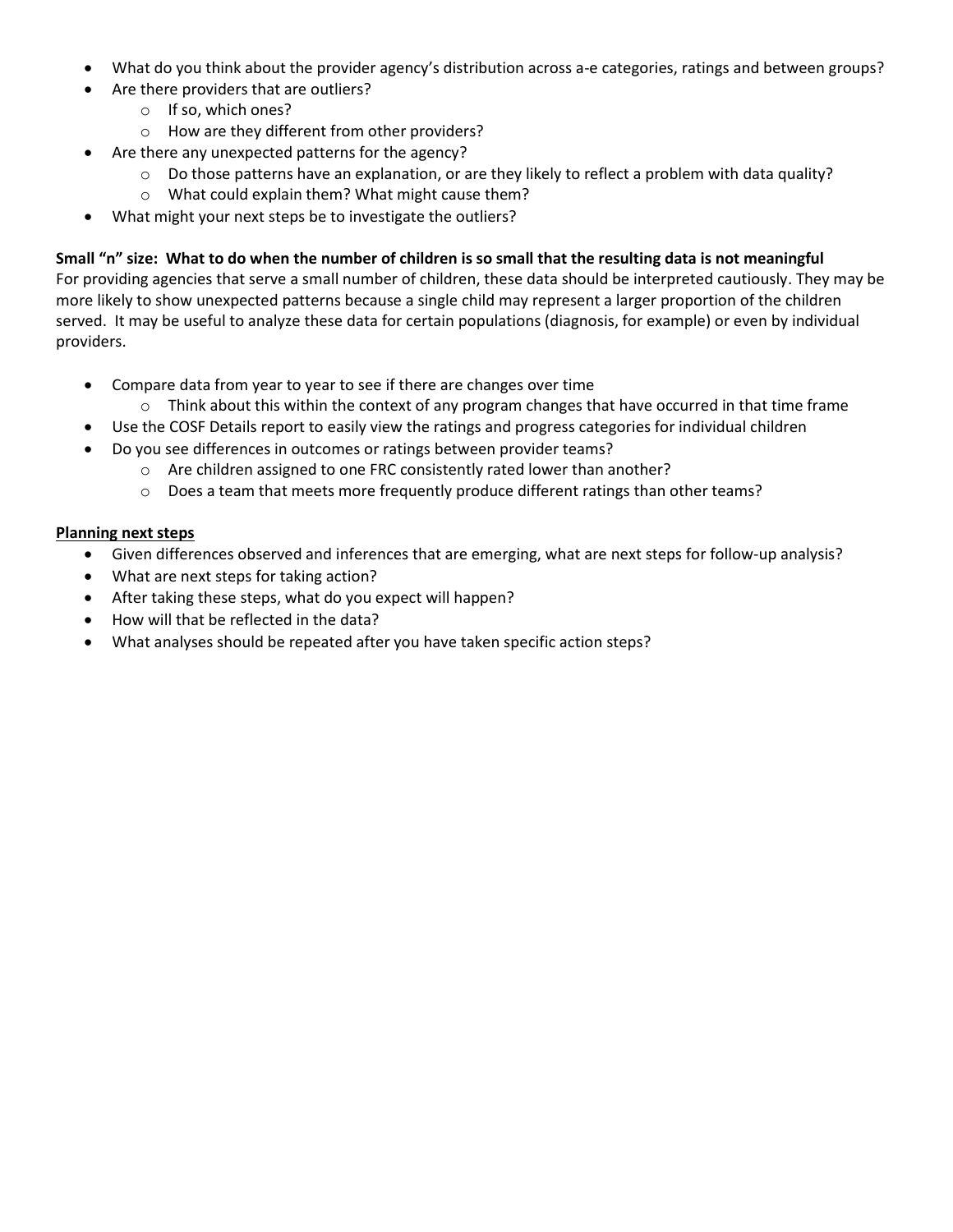- What do you think about the provider agency's distribution across a-e categories, ratings and between groups?
- Are there providers that are outliers?
  - If so, which ones?
  - How are they different from other providers?
- Are there any unexpected patterns for the agency?
  - Do those patterns have an explanation, or are they likely to reflect a problem with data quality?
  - What could explain them? What might cause them?
- What might your next steps be to investigate the outliers?

**Small "n" size: What to do when the number of children is so small that the resulting data is not meaningful**

For providing agencies that serve a small number of children, these data should be interpreted cautiously. They may be more likely to show unexpected patterns because a single child may represent a larger proportion of the children served. It may be useful to analyze these data for certain populations (diagnosis, for example) or even by individual providers.

- Compare data from year to year to see if there are changes over time
  - Think about this within the context of any program changes that have occurred in that time frame
- Use the COSF Details report to easily view the ratings and progress categories for individual children
- Do you see differences in outcomes or ratings between provider teams?
  - Are children assigned to one FRC consistently rated lower than another?
  - Does a team that meets more frequently produce different ratings than other teams?

**Planning next steps**

- Given differences observed and inferences that are emerging, what are next steps for follow-up analysis?
- What are next steps for taking action?
- After taking these steps, what do you expect will happen?
- How will that be reflected in the data?
- What analyses should be repeated after you have taken specific action steps?